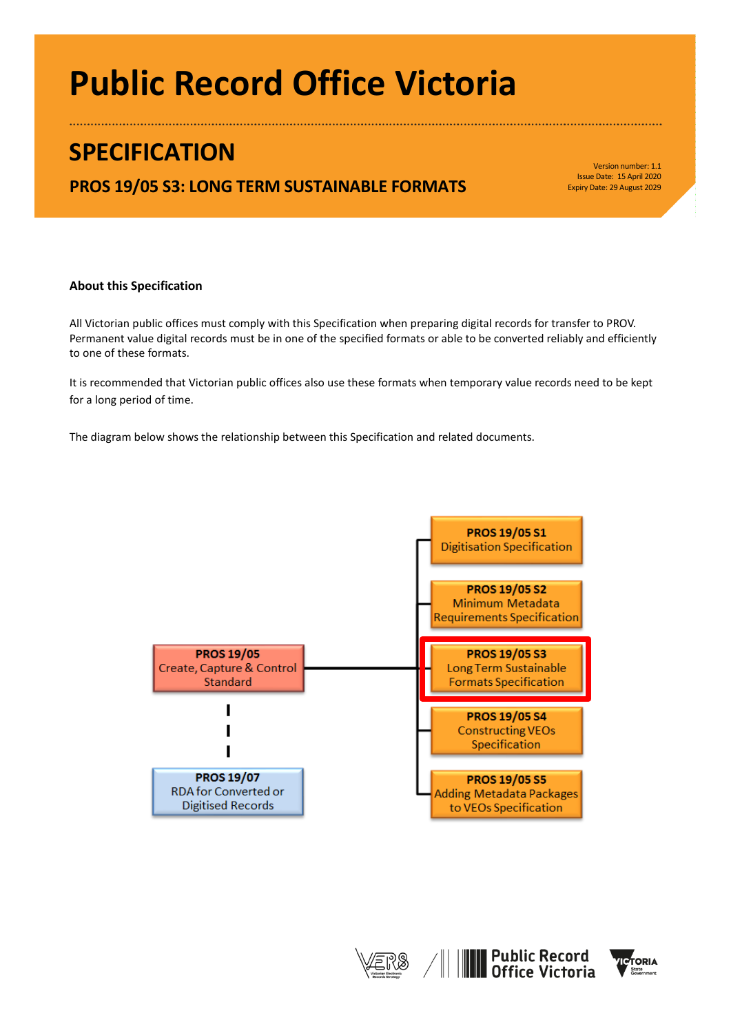# Public Record Office Victoria

## SPECIFICATION

### PROS 19/05 S3: LONG TERM SUSTAINABLE FORMATS

Version number: 1.1
Issue Date: 15 April 2020
Expiry Date: 29 August 2029

**About this Specification**

All Victorian public offices must comply with this Specification when preparing digital records for transfer to PROV. Permanent value digital records must be in one of the specified formats or able to be converted reliably and efficiently to one of these formats.

It is recommended that Victorian public offices also use these formats when temporary value records need to be kept for a long period of time.

The diagram below shows the relationship between this Specification and related documents.

PROS 19/05 Create, Capture & Control Standard

PROS 19/07 RDA for Converted or Digitised Records

PROS 19/05 S1 Digitisation Specification

PROS 19/05 S2 Minimum Metadata Requirements Specification

PROS 19/05 S3 Long Term Sustainable Formats Specification

PROS 19/05 S4 Constructing VEOs Specification

PROS 19/05 S5 Adding Metadata Packages to VEOs Specification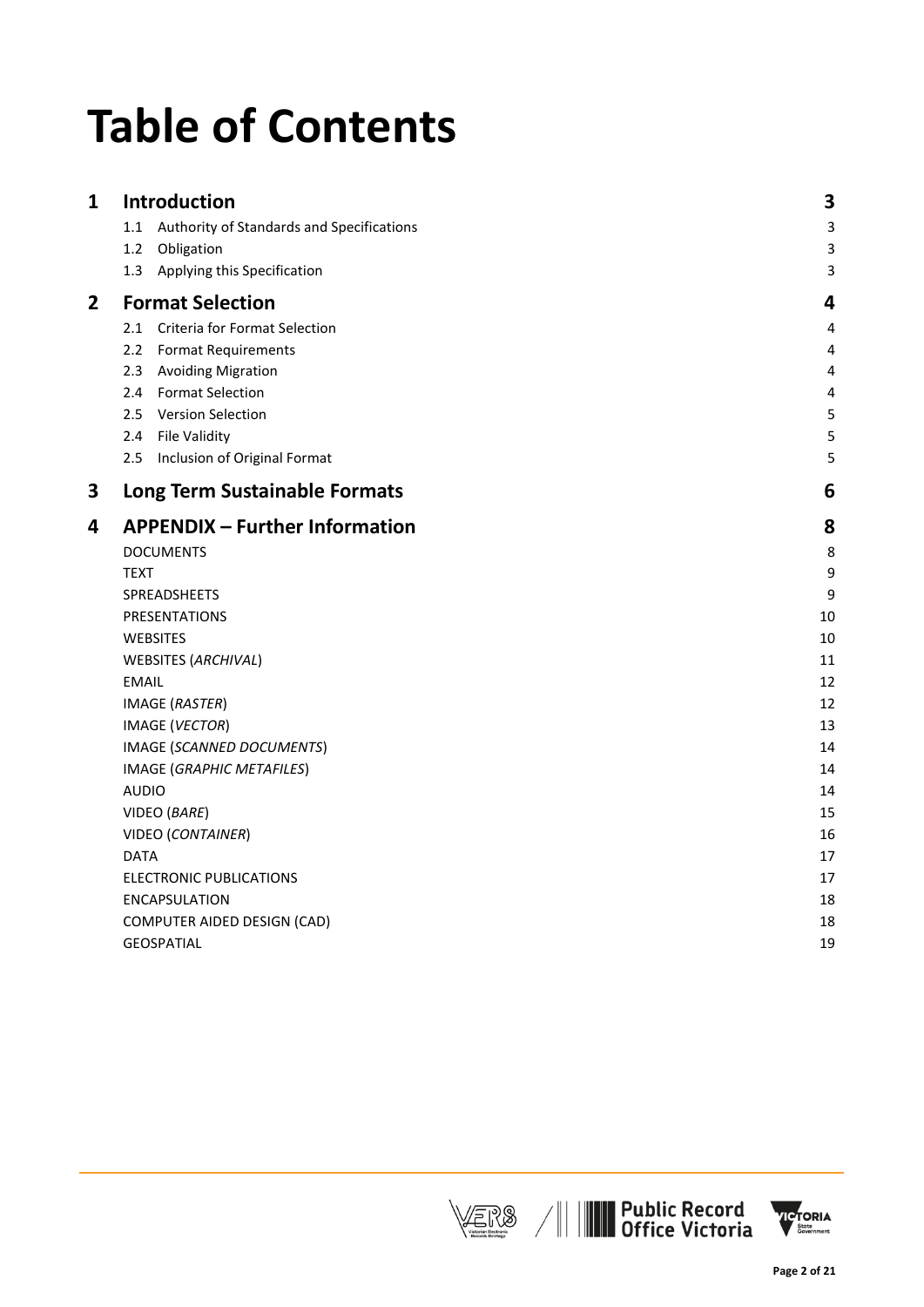# Table of Contents

| | | |
|---|---|---|
| **1** | **Introduction** | **3** |
| 1.1 | Authority of Standards and Specifications | 3 |
| 1.2 | Obligation | 3 |
| 1.3 | Applying this Specification | 3 |
| **2** | **Format Selection** | **4** |
| 2.1 | Criteria for Format Selection | 4 |
| 2.2 | Format Requirements | 4 |
| 2.3 | Avoiding Migration | 4 |
| 2.4 | Format Selection | 4 |
| 2.5 | Version Selection | 5 |
| 2.4 | File Validity | 5 |
| 2.5 | Inclusion of Original Format | 5 |
| **3** | **Long Term Sustainable Formats** | **6** |
| **4** | **APPENDIX – Further Information** | **8** |
| | DOCUMENTS | 8 |
| | TEXT | 9 |
| | SPREADSHEETS | 9 |
| | PRESENTATIONS | 10 |
| | WEBSITES | 10 |
| | WEBSITES (*ARCHIVAL*) | 11 |
| | EMAIL | 12 |
| | IMAGE (*RASTER*) | 12 |
| | IMAGE (*VECTOR*) | 13 |
| | IMAGE (*SCANNED DOCUMENTS*) | 14 |
| | IMAGE (*GRAPHIC METAFILES*) | 14 |
| | AUDIO | 14 |
| | VIDEO (*BARE*) | 15 |
| | VIDEO (*CONTAINER*) | 16 |
| | DATA | 17 |
| | ELECTRONIC PUBLICATIONS | 17 |
| | ENCAPSULATION | 18 |
| | COMPUTER AIDED DESIGN (CAD) | 18 |
| | GEOSPATIAL | 19 |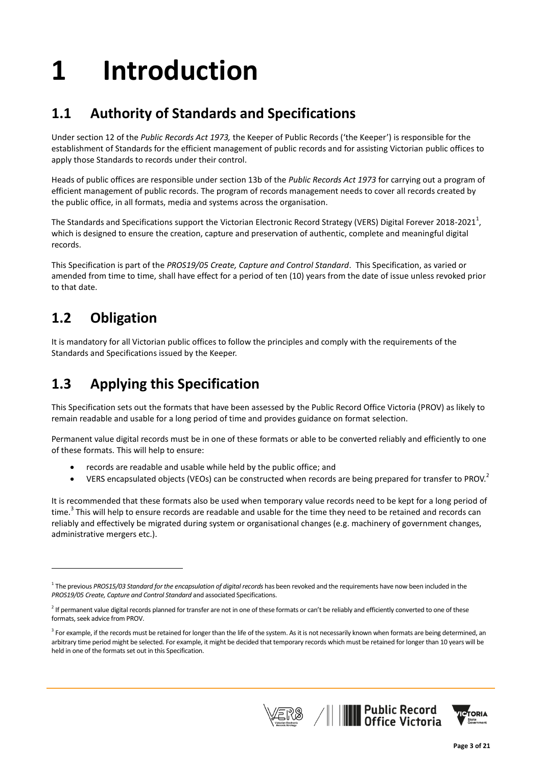# 1 Introduction

## 1.1 Authority of Standards and Specifications

Under section 12 of the *Public Records Act 1973,* the Keeper of Public Records ('the Keeper') is responsible for the establishment of Standards for the efficient management of public records and for assisting Victorian public offices to apply those Standards to records under their control.

Heads of public offices are responsible under section 13b of the *Public Records Act 1973* for carrying out a program of efficient management of public records. The program of records management needs to cover all records created by the public office, in all formats, media and systems across the organisation.

The Standards and Specifications support the Victorian Electronic Record Strategy (VERS) Digital Forever 2018-2021[1], which is designed to ensure the creation, capture and preservation of authentic, complete and meaningful digital records.

This Specification is part of the *PROS19/05 Create, Capture and Control Standard*. This Specification, as varied or amended from time to time, shall have effect for a period of ten (10) years from the date of issue unless revoked prior to that date.

## 1.2 Obligation

It is mandatory for all Victorian public offices to follow the principles and comply with the requirements of the Standards and Specifications issued by the Keeper.

## 1.3 Applying this Specification

This Specification sets out the formats that have been assessed by the Public Record Office Victoria (PROV) as likely to remain readable and usable for a long period of time and provides guidance on format selection.

Permanent value digital records must be in one of these formats or able to be converted reliably and efficiently to one of these formats. This will help to ensure:

- records are readable and usable while held by the public office; and
- VERS encapsulated objects (VEOs) can be constructed when records are being prepared for transfer to PROV.[2]

It is recommended that these formats also be used when temporary value records need to be kept for a long period of time.[3] This will help to ensure records are readable and usable for the time they need to be retained and records can reliably and effectively be migrated during system or organisational changes (e.g. machinery of government changes, administrative mergers etc.).

---

[1] The previous *PROS15/03 Standard for the encapsulation of digital records* has been revoked and the requirements have now been included in the *PROS19/05 Create, Capture and Control Standard* and associated Specifications.

[2] If permanent value digital records planned for transfer are not in one of these formats or can't be reliably and efficiently converted to one of these formats, seek advice from PROV.

[3] For example, if the records must be retained for longer than the life of the system. As it is not necessarily known when formats are being determined, an arbitrary time period might be selected. For example, it might be decided that temporary records which must be retained for longer than 10 years will be held in one of the formats set out in this Specification.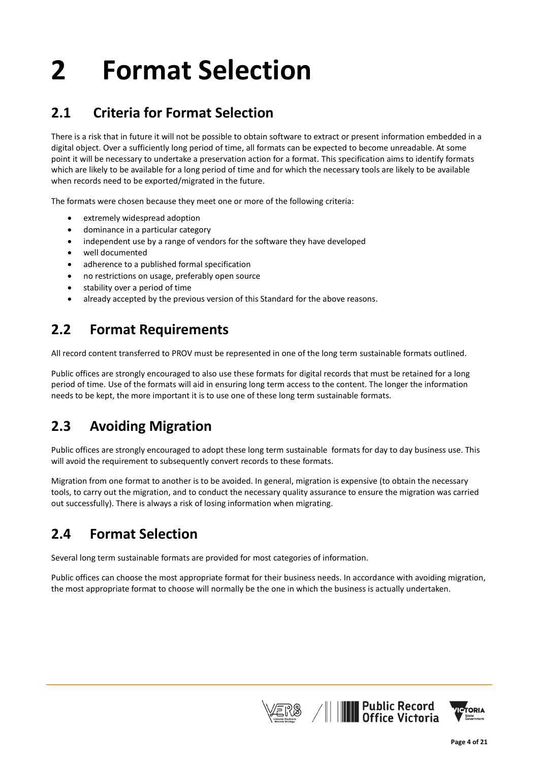# 2 Format Selection

## 2.1 Criteria for Format Selection

There is a risk that in future it will not be possible to obtain software to extract or present information embedded in a digital object. Over a sufficiently long period of time, all formats can be expected to become unreadable. At some point it will be necessary to undertake a preservation action for a format. This specification aims to identify formats which are likely to be available for a long period of time and for which the necessary tools are likely to be available when records need to be exported/migrated in the future.

The formats were chosen because they meet one or more of the following criteria:

- extremely widespread adoption
- dominance in a particular category
- independent use by a range of vendors for the software they have developed
- well documented
- adherence to a published formal specification
- no restrictions on usage, preferably open source
- stability over a period of time
- already accepted by the previous version of this Standard for the above reasons.

## 2.2 Format Requirements

All record content transferred to PROV must be represented in one of the long term sustainable formats outlined.

Public offices are strongly encouraged to also use these formats for digital records that must be retained for a long period of time. Use of the formats will aid in ensuring long term access to the content. The longer the information needs to be kept, the more important it is to use one of these long term sustainable formats.

## 2.3 Avoiding Migration

Public offices are strongly encouraged to adopt these long term sustainable formats for day to day business use. This will avoid the requirement to subsequently convert records to these formats.

Migration from one format to another is to be avoided. In general, migration is expensive (to obtain the necessary tools, to carry out the migration, and to conduct the necessary quality assurance to ensure the migration was carried out successfully). There is always a risk of losing information when migrating.

## 2.4 Format Selection

Several long term sustainable formats are provided for most categories of information.

Public offices can choose the most appropriate format for their business needs. In accordance with avoiding migration, the most appropriate format to choose will normally be the one in which the business is actually undertaken.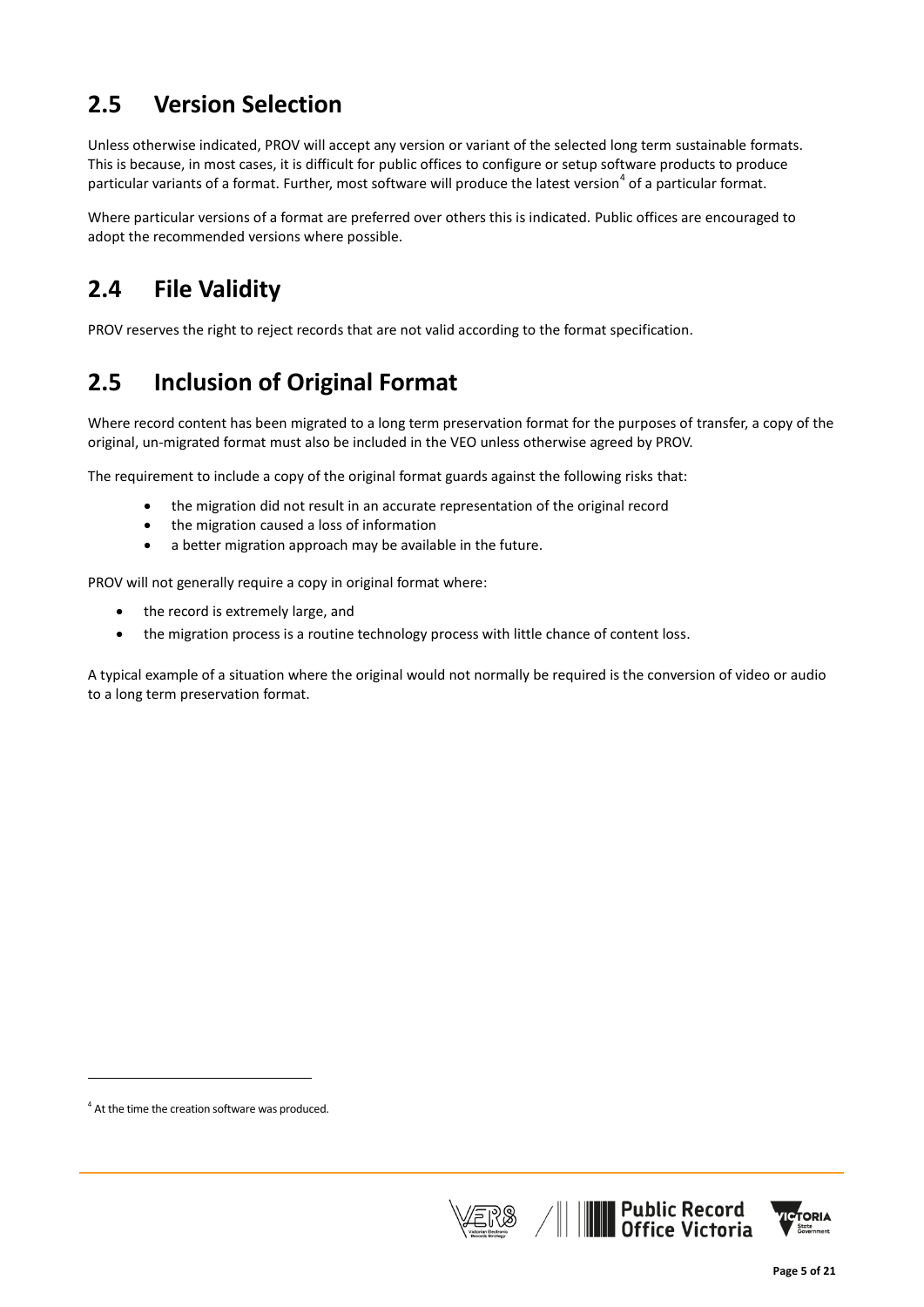## 2.5 Version Selection

Unless otherwise indicated, PROV will accept any version or variant of the selected long term sustainable formats. This is because, in most cases, it is difficult for public offices to configure or setup software products to produce particular variants of a format. Further, most software will produce the latest version[4] of a particular format.

Where particular versions of a format are preferred over others this is indicated. Public offices are encouraged to adopt the recommended versions where possible.

## 2.4 File Validity

PROV reserves the right to reject records that are not valid according to the format specification.

## 2.5 Inclusion of Original Format

Where record content has been migrated to a long term preservation format for the purposes of transfer, a copy of the original, un-migrated format must also be included in the VEO unless otherwise agreed by PROV.

The requirement to include a copy of the original format guards against the following risks that:

- the migration did not result in an accurate representation of the original record
- the migration caused a loss of information
- a better migration approach may be available in the future.

PROV will not generally require a copy in original format where:

- the record is extremely large, and
- the migration process is a routine technology process with little chance of content loss.

A typical example of a situation where the original would not normally be required is the conversion of video or audio to a long term preservation format.

[4] At the time the creation software was produced.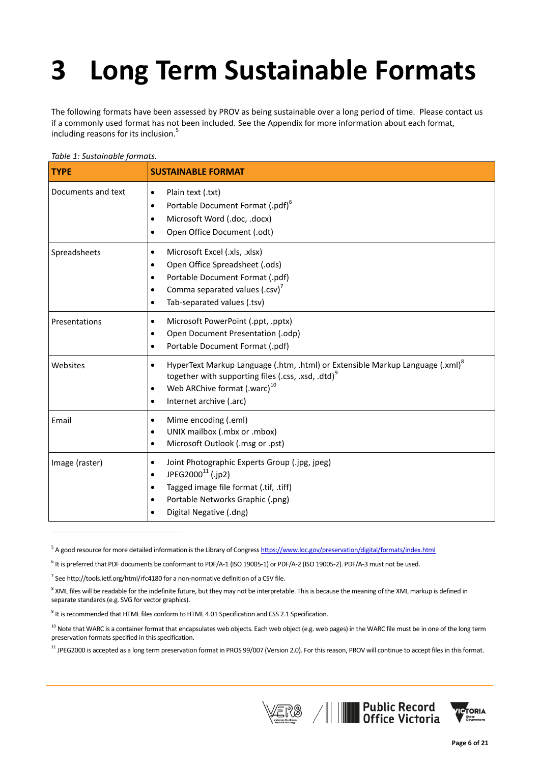# 3 Long Term Sustainable Formats

The following formats have been assessed by PROV as being sustainable over a long period of time. Please contact us if a commonly used format has not been included. See the Appendix for more information about each format, including reasons for its inclusion.[5]

*Table 1: Sustainable formats.*

| TYPE | SUSTAINABLE FORMAT |
|---|---|
| Documents and text | • Plain text (.txt)<br>• Portable Document Format (.pdf)[6]<br>• Microsoft Word (.doc, .docx)<br>• Open Office Document (.odt) |
| Spreadsheets | • Microsoft Excel (.xls, .xlsx)<br>• Open Office Spreadsheet (.ods)<br>• Portable Document Format (.pdf)<br>• Comma separated values (.csv)[7]<br>• Tab-separated values (.tsv) |
| Presentations | • Microsoft PowerPoint (.ppt, .pptx)<br>• Open Document Presentation (.odp)<br>• Portable Document Format (.pdf) |
| Websites | • HyperText Markup Language (.htm, .html) or Extensible Markup Language (.xml)[8] together with supporting files (.css, .xsd, .dtd)[9]<br>• Web ARChive format (.warc)[10]<br>• Internet archive (.arc) |
| Email | • Mime encoding (.eml)<br>• UNIX mailbox (.mbx or .mbox)<br>• Microsoft Outlook (.msg or .pst) |
| Image (raster) | • Joint Photographic Experts Group (.jpg, jpeg)<br>• JPEG2000[11] (.jp2)<br>• Tagged image file format (.tif, .tiff)<br>• Portable Networks Graphic (.png)<br>• Digital Negative (.dng) |

[5] A good resource for more detailed information is the Library of Congress https://www.loc.gov/preservation/digital/formats/index.html

[6] It is preferred that PDF documents be conformant to PDF/A-1 (ISO 19005-1) or PDF/A-2 (ISO 19005-2). PDF/A-3 must not be used.

[7] See http://tools.ietf.org/html/rfc4180 for a non-normative definition of a CSV file.

[8] XML files will be readable for the indefinite future, but they may not be interpretable. This is because the meaning of the XML markup is defined in separate standards (e.g. SVG for vector graphics).

[9] It is recommended that HTML files conform to HTML 4.01 Specification and CSS 2.1 Specification.

[10] Note that WARC is a container format that encapsulates web objects. Each web object (e.g. web pages) in the WARC file must be in one of the long term preservation formats specified in this specification.

[11] JPEG2000 is accepted as a long term preservation format in PROS 99/007 (Version 2.0). For this reason, PROV will continue to accept files in this format.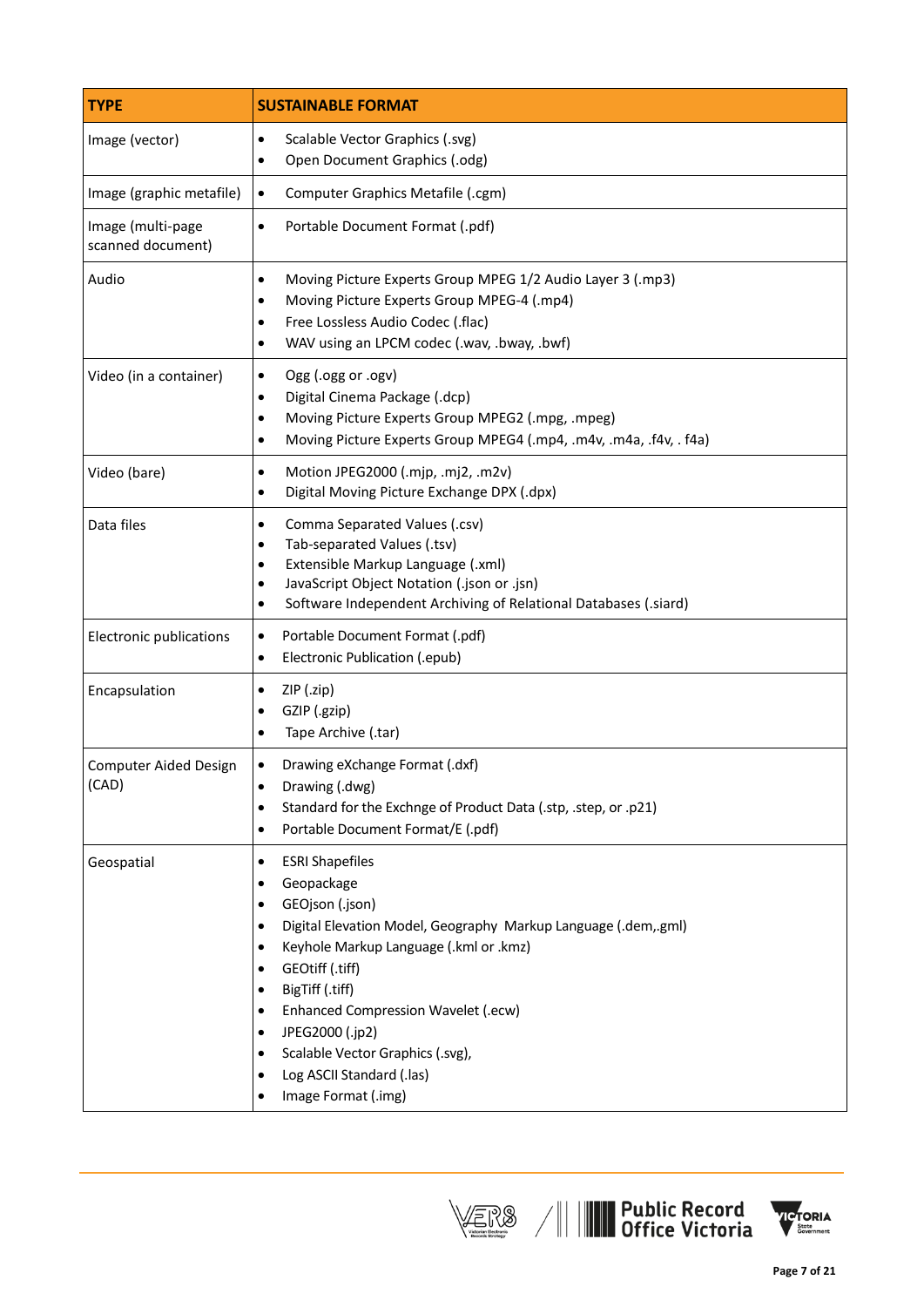| TYPE | SUSTAINABLE FORMAT |
|---|---|
| Image (vector) | • Scalable Vector Graphics (.svg)<br>• Open Document Graphics (.odg) |
| Image (graphic metafile) | • Computer Graphics Metafile (.cgm) |
| Image (multi-page scanned document) | • Portable Document Format (.pdf) |
| Audio | • Moving Picture Experts Group MPEG 1/2 Audio Layer 3 (.mp3)<br>• Moving Picture Experts Group MPEG-4 (.mp4)<br>• Free Lossless Audio Codec (.flac)<br>• WAV using an LPCM codec (.wav, .bway, .bwf) |
| Video (in a container) | • Ogg (.ogg or .ogv)<br>• Digital Cinema Package (.dcp)<br>• Moving Picture Experts Group MPEG2 (.mpg, .mpeg)<br>• Moving Picture Experts Group MPEG4 (.mp4, .m4v, .m4a, .f4v, . f4a) |
| Video (bare) | • Motion JPEG2000 (.mjp, .mj2, .m2v)<br>• Digital Moving Picture Exchange DPX (.dpx) |
| Data files | • Comma Separated Values (.csv)<br>• Tab-separated Values (.tsv)<br>• Extensible Markup Language (.xml)<br>• JavaScript Object Notation (.json or .jsn)<br>• Software Independent Archiving of Relational Databases (.siard) |
| Electronic publications | • Portable Document Format (.pdf)<br>• Electronic Publication (.epub) |
| Encapsulation | • ZIP (.zip)<br>• GZIP (.gzip)<br>• Tape Archive (.tar) |
| Computer Aided Design (CAD) | • Drawing eXchange Format (.dxf)<br>• Drawing (.dwg)<br>• Standard for the Exchnge of Product Data (.stp, .step, or .p21)<br>• Portable Document Format/E (.pdf) |
| Geospatial | • ESRI Shapefiles<br>• Geopackage<br>• GEOjson (.json)<br>• Digital Elevation Model, Geography Markup Language (.dem,.gml)<br>• Keyhole Markup Language (.kml or .kmz)<br>• GEOtiff (.tiff)<br>• BigTiff (.tiff)<br>• Enhanced Compression Wavelet (.ecw)<br>• JPEG2000 (.jp2)<br>• Scalable Vector Graphics (.svg),<br>• Log ASCII Standard (.las)<br>• Image Format (.img) |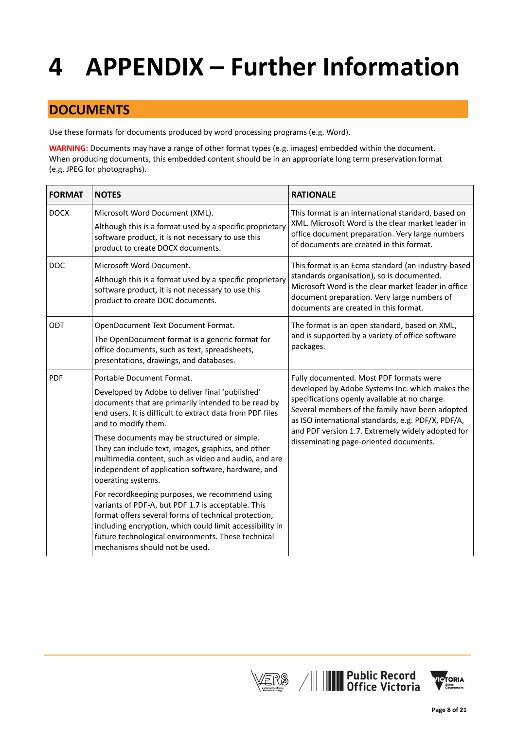# 4 APPENDIX – Further Information

## DOCUMENTS

Use these formats for documents produced by word processing programs (e.g. Word).

**WARNING:** Documents may have a range of other format types (e.g. images) embedded within the document. When producing documents, this embedded content should be in an appropriate long term preservation format (e.g. JPEG for photographs).

| FORMAT | NOTES | RATIONALE |
|---|---|---|
| DOCX | Microsoft Word Document (XML).<br>Although this is a format used by a specific proprietary software product, it is not necessary to use this product to create DOCX documents. | This format is an international standard, based on XML. Microsoft Word is the clear market leader in office document preparation. Very large numbers of documents are created in this format. |
| DOC | Microsoft Word Document.<br>Although this is a format used by a specific proprietary software product, it is not necessary to use this product to create DOC documents. | This format is an Ecma standard (an industry-based standards organisation), so is documented. Microsoft Word is the clear market leader in office document preparation. Very large numbers of documents are created in this format. |
| ODT | OpenDocument Text Document Format.<br>The OpenDocument format is a generic format for office documents, such as text, spreadsheets, presentations, drawings, and databases. | The format is an open standard, based on XML, and is supported by a variety of office software packages. |
| PDF | Portable Document Format.<br>Developed by Adobe to deliver final 'published' documents that are primarily intended to be read by end users. It is difficult to extract data from PDF files and to modify them.<br>These documents may be structured or simple. They can include text, images, graphics, and other multimedia content, such as video and audio, and are independent of application software, hardware, and operating systems.<br>For recordkeeping purposes, we recommend using variants of PDF-A, but PDF 1.7 is acceptable. This format offers several forms of technical protection, including encryption, which could limit accessibility in future technological environments. These technical mechanisms should not be used. | Fully documented. Most PDF formats were developed by Adobe Systems Inc. which makes the specifications openly available at no charge. Several members of the family have been adopted as ISO international standards, e.g. PDF/X, PDF/A, and PDF version 1.7. Extremely widely adopted for disseminating page-oriented documents. |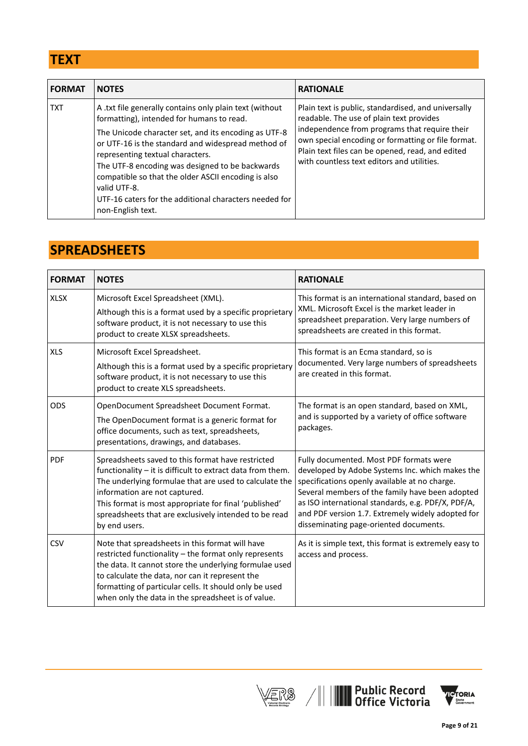## TEXT

| FORMAT | NOTES | RATIONALE |
| --- | --- | --- |
| TXT | A .txt file generally contains only plain text (without formatting), intended for humans to read.<br>The Unicode character set, and its encoding as UTF-8 or UTF-16 is the standard and widespread method of representing textual characters.<br>The UTF-8 encoding was designed to be backwards compatible so that the older ASCII encoding is also valid UTF-8.<br>UTF-16 caters for the additional characters needed for non-English text. | Plain text is public, standardised, and universally readable. The use of plain text provides independence from programs that require their own special encoding or formatting or file format. Plain text files can be opened, read, and edited with countless text editors and utilities. |

## SPREADSHEETS

| FORMAT | NOTES | RATIONALE |
| --- | --- | --- |
| XLSX | Microsoft Excel Spreadsheet (XML).<br>Although this is a format used by a specific proprietary software product, it is not necessary to use this product to create XLSX spreadsheets. | This format is an international standard, based on XML. Microsoft Excel is the market leader in spreadsheet preparation. Very large numbers of spreadsheets are created in this format. |
| XLS | Microsoft Excel Spreadsheet.<br>Although this is a format used by a specific proprietary software product, it is not necessary to use this product to create XLS spreadsheets. | This format is an Ecma standard, so is documented. Very large numbers of spreadsheets are created in this format. |
| ODS | OpenDocument Spreadsheet Document Format.<br>The OpenDocument format is a generic format for office documents, such as text, spreadsheets, presentations, drawings, and databases. | The format is an open standard, based on XML, and is supported by a variety of office software packages. |
| PDF | Spreadsheets saved to this format have restricted functionality – it is difficult to extract data from them. The underlying formulae that are used to calculate the information are not captured.<br>This format is most appropriate for final 'published' spreadsheets that are exclusively intended to be read by end users. | Fully documented. Most PDF formats were developed by Adobe Systems Inc. which makes the specifications openly available at no charge. Several members of the family have been adopted as ISO international standards, e.g. PDF/X, PDF/A, and PDF version 1.7. Extremely widely adopted for disseminating page-oriented documents. |
| CSV | Note that spreadsheets in this format will have restricted functionality – the format only represents the data. It cannot store the underlying formulae used to calculate the data, nor can it represent the formatting of particular cells. It should only be used when only the data in the spreadsheet is of value. | As it is simple text, this format is extremely easy to access and process. |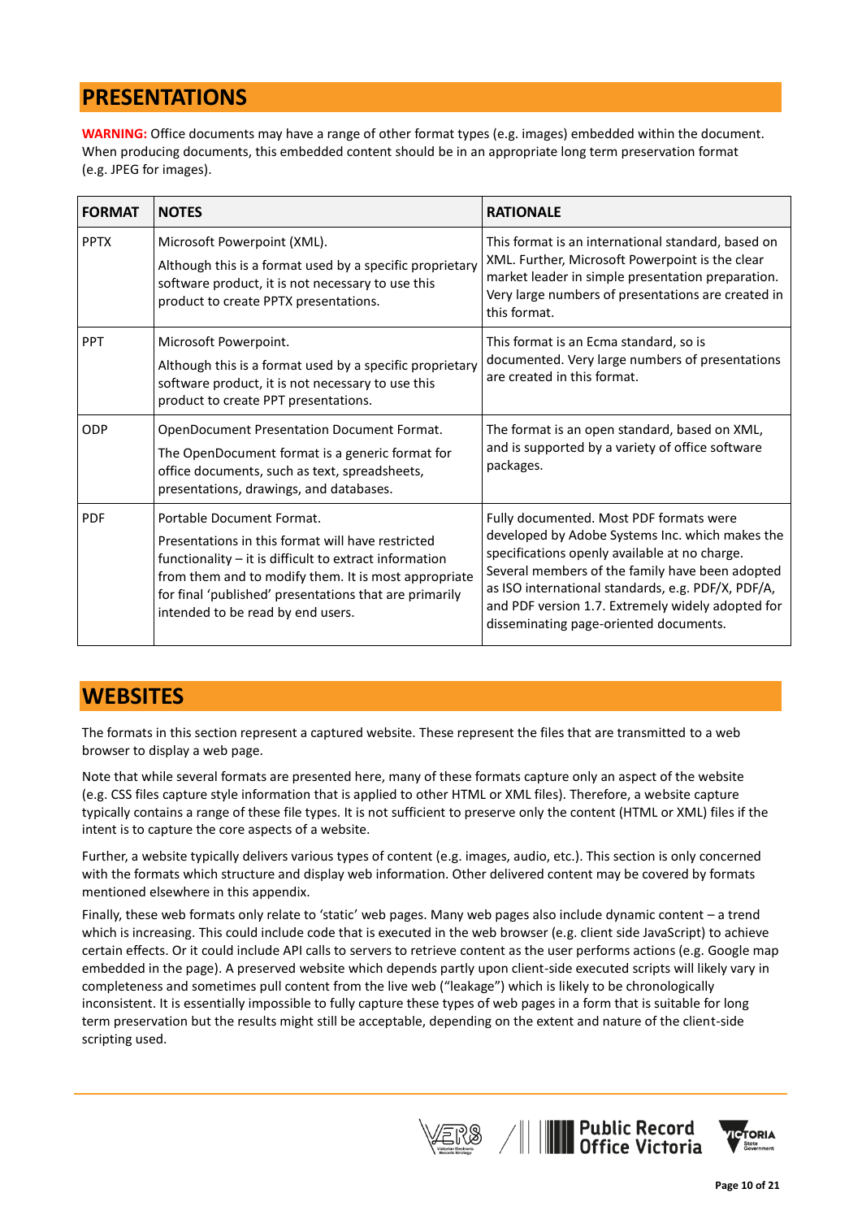## PRESENTATIONS

**WARNING:** Office documents may have a range of other format types (e.g. images) embedded within the document. When producing documents, this embedded content should be in an appropriate long term preservation format (e.g. JPEG for images).

| FORMAT | NOTES | RATIONALE |
|---|---|---|
| PPTX | Microsoft Powerpoint (XML).<br>Although this is a format used by a specific proprietary software product, it is not necessary to use this product to create PPTX presentations. | This format is an international standard, based on XML. Further, Microsoft Powerpoint is the clear market leader in simple presentation preparation. Very large numbers of presentations are created in this format. |
| PPT | Microsoft Powerpoint.<br>Although this is a format used by a specific proprietary software product, it is not necessary to use this product to create PPT presentations. | This format is an Ecma standard, so is documented. Very large numbers of presentations are created in this format. |
| ODP | OpenDocument Presentation Document Format.<br>The OpenDocument format is a generic format for office documents, such as text, spreadsheets, presentations, drawings, and databases. | The format is an open standard, based on XML, and is supported by a variety of office software packages. |
| PDF | Portable Document Format.<br>Presentations in this format will have restricted functionality – it is difficult to extract information from them and to modify them. It is most appropriate for final 'published' presentations that are primarily intended to be read by end users. | Fully documented. Most PDF formats were developed by Adobe Systems Inc. which makes the specifications openly available at no charge. Several members of the family have been adopted as ISO international standards, e.g. PDF/X, PDF/A, and PDF version 1.7. Extremely widely adopted for disseminating page-oriented documents. |

## WEBSITES

The formats in this section represent a captured website. These represent the files that are transmitted to a web browser to display a web page.

Note that while several formats are presented here, many of these formats capture only an aspect of the website (e.g. CSS files capture style information that is applied to other HTML or XML files). Therefore, a website capture typically contains a range of these file types. It is not sufficient to preserve only the content (HTML or XML) files if the intent is to capture the core aspects of a website.

Further, a website typically delivers various types of content (e.g. images, audio, etc.). This section is only concerned with the formats which structure and display web information. Other delivered content may be covered by formats mentioned elsewhere in this appendix.

Finally, these web formats only relate to 'static' web pages. Many web pages also include dynamic content – a trend which is increasing. This could include code that is executed in the web browser (e.g. client side JavaScript) to achieve certain effects. Or it could include API calls to servers to retrieve content as the user performs actions (e.g. Google map embedded in the page). A preserved website which depends partly upon client-side executed scripts will likely vary in completeness and sometimes pull content from the live web ("leakage") which is likely to be chronologically inconsistent. It is essentially impossible to fully capture these types of web pages in a form that is suitable for long term preservation but the results might still be acceptable, depending on the extent and nature of the client-side scripting used.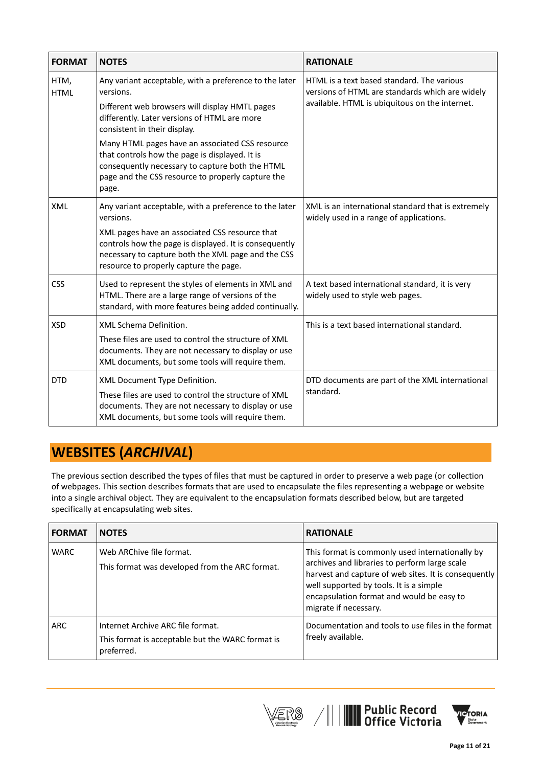| FORMAT | NOTES | RATIONALE |
| --- | --- | --- |
| HTM, HTML | Any variant acceptable, with a preference to the later versions. Different web browsers will display HMTL pages differently. Later versions of HTML are more consistent in their display. Many HTML pages have an associated CSS resource that controls how the page is displayed. It is consequently necessary to capture both the HTML page and the CSS resource to properly capture the page. | HTML is a text based standard. The various versions of HTML are standards which are widely available. HTML is ubiquitous on the internet. |
| XML | Any variant acceptable, with a preference to the later versions. XML pages have an associated CSS resource that controls how the page is displayed. It is consequently necessary to capture both the XML page and the CSS resource to properly capture the page. | XML is an international standard that is extremely widely used in a range of applications. |
| CSS | Used to represent the styles of elements in XML and HTML. There are a large range of versions of the standard, with more features being added continually. | A text based international standard, it is very widely used to style web pages. |
| XSD | XML Schema Definition. These files are used to control the structure of XML documents. They are not necessary to display or use XML documents, but some tools will require them. | This is a text based international standard. |
| DTD | XML Document Type Definition. These files are used to control the structure of XML documents. They are not necessary to display or use XML documents, but some tools will require them. | DTD documents are part of the XML international standard. |

## WEBSITES (*ARCHIVAL*)

The previous section described the types of files that must be captured in order to preserve a web page (or collection of webpages. This section describes formats that are used to encapsulate the files representing a webpage or website into a single archival object. They are equivalent to the encapsulation formats described below, but are targeted specifically at encapsulating web sites.

| FORMAT | NOTES | RATIONALE |
| --- | --- | --- |
| WARC | Web ARChive file format. This format was developed from the ARC format. | This format is commonly used internationally by archives and libraries to perform large scale harvest and capture of web sites. It is consequently well supported by tools. It is a simple encapsulation format and would be easy to migrate if necessary. |
| ARC | Internet Archive ARC file format. This format is acceptable but the WARC format is preferred. | Documentation and tools to use files in the format freely available. |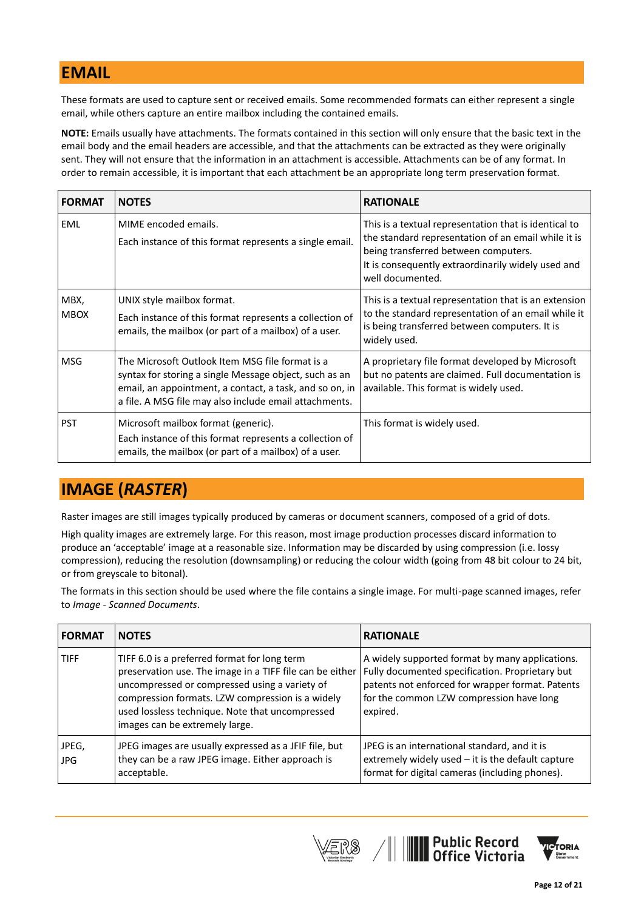# EMAIL

These formats are used to capture sent or received emails. Some recommended formats can either represent a single email, while others capture an entire mailbox including the contained emails.

**NOTE:** Emails usually have attachments. The formats contained in this section will only ensure that the basic text in the email body and the email headers are accessible, and that the attachments can be extracted as they were originally sent. They will not ensure that the information in an attachment is accessible. Attachments can be of any format. In order to remain accessible, it is important that each attachment be an appropriate long term preservation format.

| FORMAT | NOTES | RATIONALE |
|---|---|---|
| EML | MIME encoded emails.<br>Each instance of this format represents a single email. | This is a textual representation that is identical to the standard representation of an email while it is being transferred between computers.<br>It is consequently extraordinarily widely used and well documented. |
| MBX, MBOX | UNIX style mailbox format.<br>Each instance of this format represents a collection of emails, the mailbox (or part of a mailbox) of a user. | This is a textual representation that is an extension to the standard representation of an email while it is being transferred between computers. It is widely used. |
| MSG | The Microsoft Outlook Item MSG file format is a syntax for storing a single Message object, such as an email, an appointment, a contact, a task, and so on, in a file. A MSG file may also include email attachments. | A proprietary file format developed by Microsoft but no patents are claimed. Full documentation is available. This format is widely used. |
| PST | Microsoft mailbox format (generic).<br>Each instance of this format represents a collection of emails, the mailbox (or part of a mailbox) of a user. | This format is widely used. |

# IMAGE (*RASTER*)

Raster images are still images typically produced by cameras or document scanners, composed of a grid of dots.

High quality images are extremely large. For this reason, most image production processes discard information to produce an 'acceptable' image at a reasonable size. Information may be discarded by using compression (i.e. lossy compression), reducing the resolution (downsampling) or reducing the colour width (going from 48 bit colour to 24 bit, or from greyscale to bitonal).

The formats in this section should be used where the file contains a single image. For multi-page scanned images, refer to *Image - Scanned Documents*.

| FORMAT | NOTES | RATIONALE |
|---|---|---|
| TIFF | TIFF 6.0 is a preferred format for long term preservation use. The image in a TIFF file can be either uncompressed or compressed using a variety of compression formats. LZW compression is a widely used lossless technique. Note that uncompressed images can be extremely large. | A widely supported format by many applications. Fully documented specification. Proprietary but patents not enforced for wrapper format. Patents for the common LZW compression have long expired. |
| JPEG, JPG | JPEG images are usually expressed as a JFIF file, but they can be a raw JPEG image. Either approach is acceptable. | JPEG is an international standard, and it is extremely widely used – it is the default capture format for digital cameras (including phones). |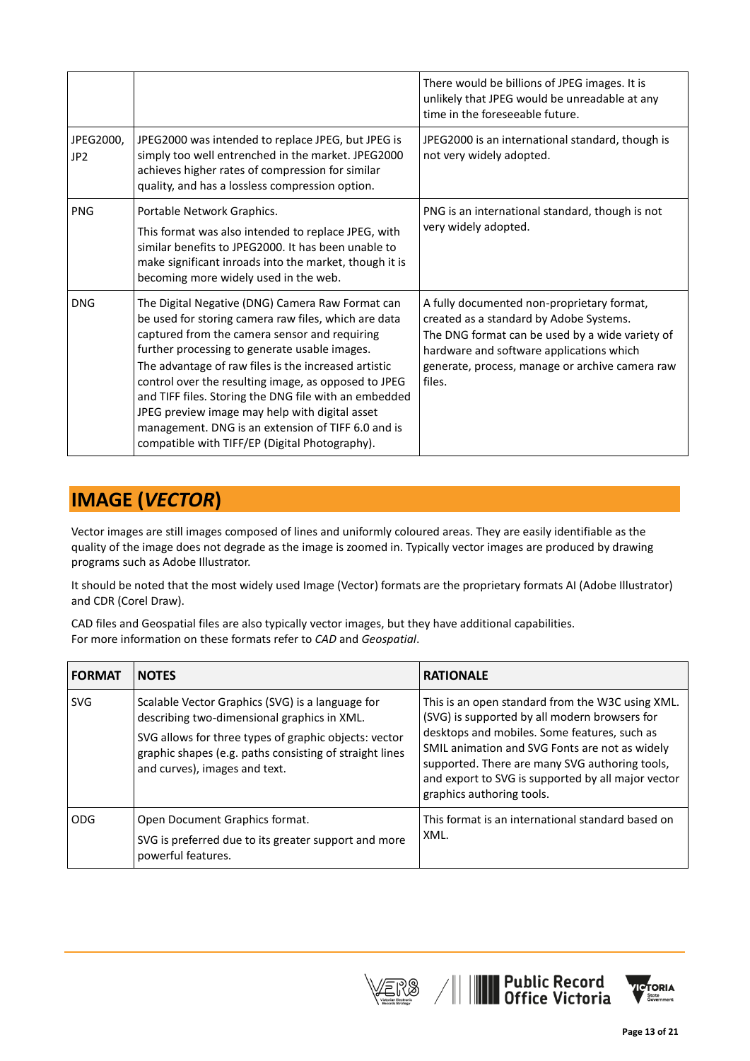| | | |
|---|---|---|
| | | There would be billions of JPEG images. It is unlikely that JPEG would be unreadable at any time in the foreseeable future. |
| JPEG2000, JP2 | JPEG2000 was intended to replace JPEG, but JPEG is simply too well entrenched in the market. JPEG2000 achieves higher rates of compression for similar quality, and has a lossless compression option. | JPEG2000 is an international standard, though is not very widely adopted. |
| PNG | Portable Network Graphics.<br>This format was also intended to replace JPEG, with similar benefits to JPEG2000. It has been unable to make significant inroads into the market, though it is becoming more widely used in the web. | PNG is an international standard, though is not very widely adopted. |
| DNG | The Digital Negative (DNG) Camera Raw Format can be used for storing camera raw files, which are data captured from the camera sensor and requiring further processing to generate usable images.<br>The advantage of raw files is the increased artistic control over the resulting image, as opposed to JPEG and TIFF files. Storing the DNG file with an embedded JPEG preview image may help with digital asset management. DNG is an extension of TIFF 6.0 and is compatible with TIFF/EP (Digital Photography). | A fully documented non-proprietary format, created as a standard by Adobe Systems.<br>The DNG format can be used by a wide variety of hardware and software applications which generate, process, manage or archive camera raw files. |

## IMAGE (*VECTOR*)

Vector images are still images composed of lines and uniformly coloured areas. They are easily identifiable as the quality of the image does not degrade as the image is zoomed in. Typically vector images are produced by drawing programs such as Adobe Illustrator.

It should be noted that the most widely used Image (Vector) formats are the proprietary formats AI (Adobe Illustrator) and CDR (Corel Draw).

CAD files and Geospatial files are also typically vector images, but they have additional capabilities.
For more information on these formats refer to *CAD* and *Geospatial*.

| FORMAT | NOTES | RATIONALE |
|---|---|---|
| SVG | Scalable Vector Graphics (SVG) is a language for describing two-dimensional graphics in XML.<br>SVG allows for three types of graphic objects: vector graphic shapes (e.g. paths consisting of straight lines and curves), images and text. | This is an open standard from the W3C using XML. (SVG) is supported by all modern browsers for desktops and mobiles. Some features, such as SMIL animation and SVG Fonts are not as widely supported. There are many SVG authoring tools, and export to SVG is supported by all major vector graphics authoring tools. |
| ODG | Open Document Graphics format.<br>SVG is preferred due to its greater support and more powerful features. | This format is an international standard based on XML. |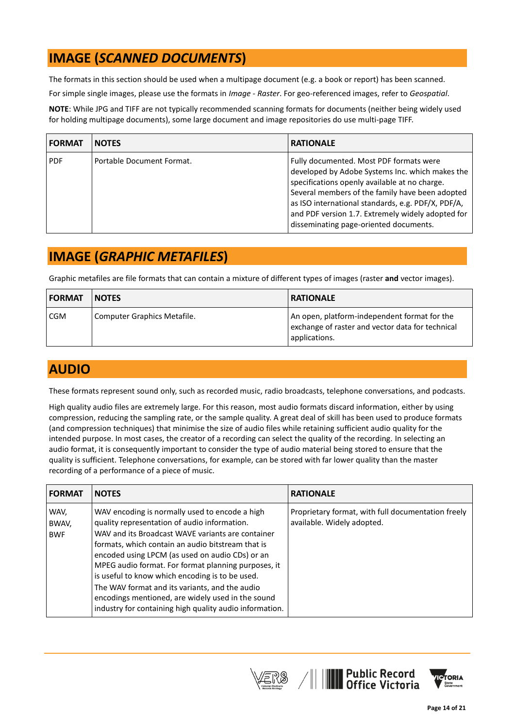## IMAGE (*SCANNED DOCUMENTS*)

The formats in this section should be used when a multipage document (e.g. a book or report) has been scanned.

For simple single images, please use the formats in *Image - Raster*. For geo-referenced images, refer to *Geospatial*.

**NOTE**: While JPG and TIFF are not typically recommended scanning formats for documents (neither being widely used for holding multipage documents), some large document and image repositories do use multi-page TIFF.

| FORMAT | NOTES | RATIONALE |
|---|---|---|
| PDF | Portable Document Format. | Fully documented. Most PDF formats were developed by Adobe Systems Inc. which makes the specifications openly available at no charge. Several members of the family have been adopted as ISO international standards, e.g. PDF/X, PDF/A, and PDF version 1.7. Extremely widely adopted for disseminating page-oriented documents. |

## IMAGE (*GRAPHIC METAFILES*)

Graphic metafiles are file formats that can contain a mixture of different types of images (raster **and** vector images).

| FORMAT | NOTES | RATIONALE |
|---|---|---|
| CGM | Computer Graphics Metafile. | An open, platform-independent format for the exchange of raster and vector data for technical applications. |

## AUDIO

These formats represent sound only, such as recorded music, radio broadcasts, telephone conversations, and podcasts.

High quality audio files are extremely large. For this reason, most audio formats discard information, either by using compression, reducing the sampling rate, or the sample quality. A great deal of skill has been used to produce formats (and compression techniques) that minimise the size of audio files while retaining sufficient audio quality for the intended purpose. In most cases, the creator of a recording can select the quality of the recording. In selecting an audio format, it is consequently important to consider the type of audio material being stored to ensure that the quality is sufficient. Telephone conversations, for example, can be stored with far lower quality than the master recording of a performance of a piece of music.

| FORMAT | NOTES | RATIONALE |
|---|---|---|
| WAV, BWAV, BWF | WAV encoding is normally used to encode a high quality representation of audio information. WAV and its Broadcast WAVE variants are container formats, which contain an audio bitstream that is encoded using LPCM (as used on audio CDs) or an MPEG audio format. For format planning purposes, it is useful to know which encoding is to be used. The WAV format and its variants, and the audio encodings mentioned, are widely used in the sound industry for containing high quality audio information. | Proprietary format, with full documentation freely available. Widely adopted. |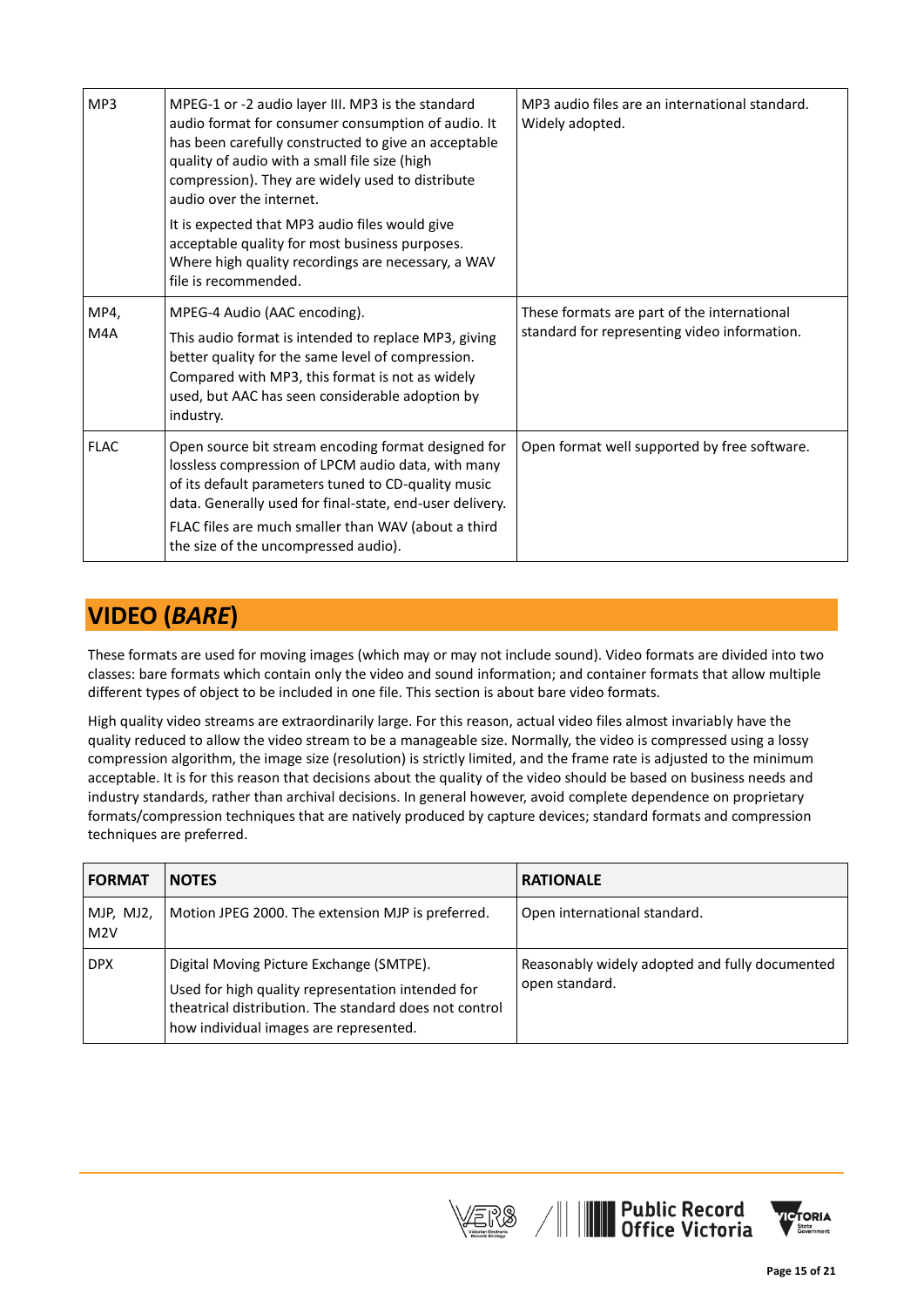| | | |
|---|---|---|
| MP3 | MPEG-1 or -2 audio layer III. MP3 is the standard audio format for consumer consumption of audio. It has been carefully constructed to give an acceptable quality of audio with a small file size (high compression). They are widely used to distribute audio over the internet.<br><br>It is expected that MP3 audio files would give acceptable quality for most business purposes. Where high quality recordings are necessary, a WAV file is recommended. | MP3 audio files are an international standard. Widely adopted. |
| MP4, M4A | MPEG-4 Audio (AAC encoding).<br><br>This audio format is intended to replace MP3, giving better quality for the same level of compression. Compared with MP3, this format is not as widely used, but AAC has seen considerable adoption by industry. | These formats are part of the international standard for representing video information. |
| FLAC | Open source bit stream encoding format designed for lossless compression of LPCM audio data, with many of its default parameters tuned to CD-quality music data. Generally used for final-state, end-user delivery.<br><br>FLAC files are much smaller than WAV (about a third the size of the uncompressed audio). | Open format well supported by free software. |

## VIDEO (*BARE*)

These formats are used for moving images (which may or may not include sound). Video formats are divided into two classes: bare formats which contain only the video and sound information; and container formats that allow multiple different types of object to be included in one file. This section is about bare video formats.

High quality video streams are extraordinarily large. For this reason, actual video files almost invariably have the quality reduced to allow the video stream to be a manageable size. Normally, the video is compressed using a lossy compression algorithm, the image size (resolution) is strictly limited, and the frame rate is adjusted to the minimum acceptable. It is for this reason that decisions about the quality of the video should be based on business needs and industry standards, rather than archival decisions. In general however, avoid complete dependence on proprietary formats/compression techniques that are natively produced by capture devices; standard formats and compression techniques are preferred.

| FORMAT | NOTES | RATIONALE |
|---|---|---|
| MJP, MJ2, M2V | Motion JPEG 2000. The extension MJP is preferred. | Open international standard. |
| DPX | Digital Moving Picture Exchange (SMTPE).<br><br>Used for high quality representation intended for theatrical distribution. The standard does not control how individual images are represented. | Reasonably widely adopted and fully documented open standard. |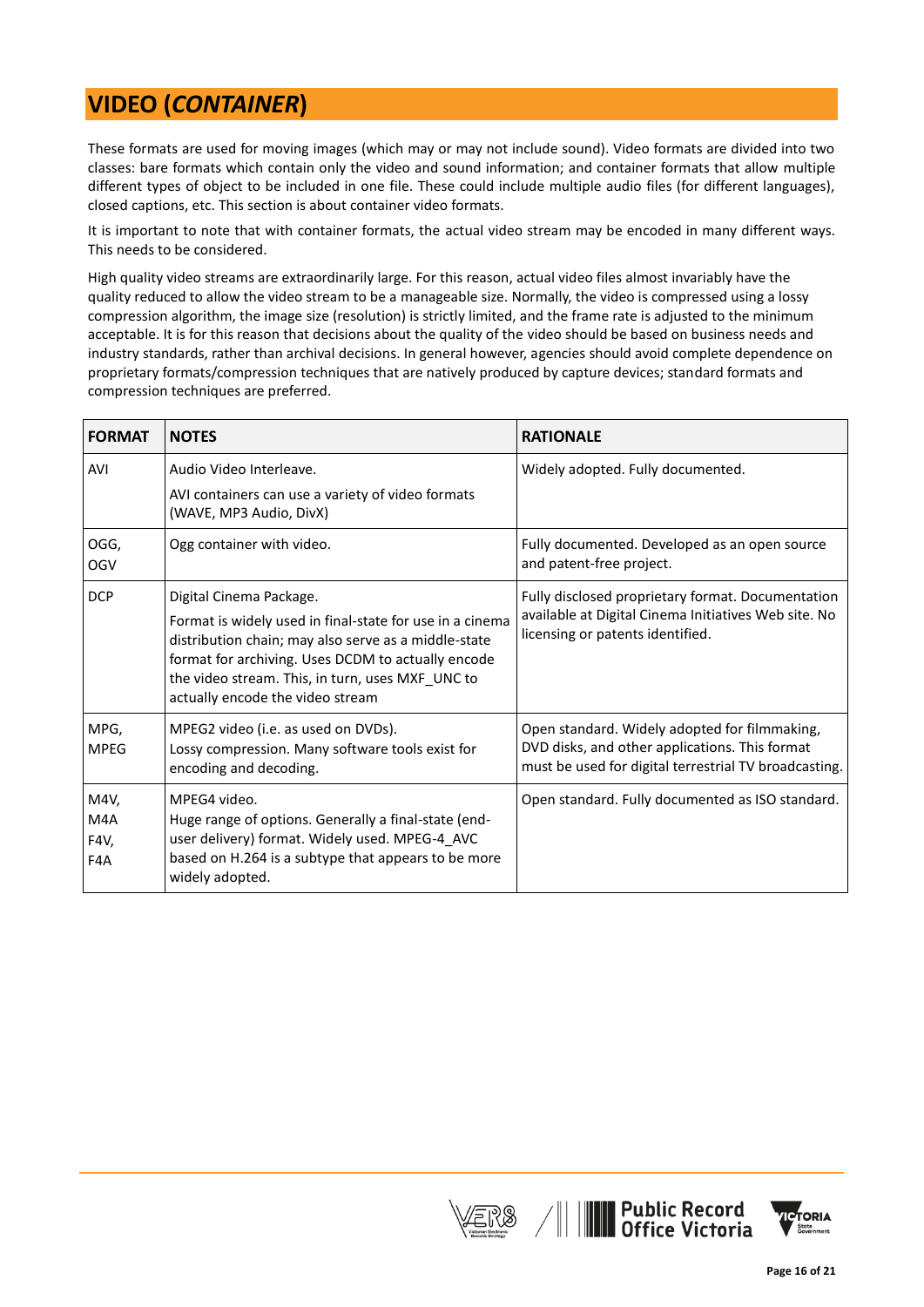# VIDEO (*CONTAINER*)

These formats are used for moving images (which may or may not include sound). Video formats are divided into two classes: bare formats which contain only the video and sound information; and container formats that allow multiple different types of object to be included in one file. These could include multiple audio files (for different languages), closed captions, etc. This section is about container video formats.

It is important to note that with container formats, the actual video stream may be encoded in many different ways. This needs to be considered.

High quality video streams are extraordinarily large. For this reason, actual video files almost invariably have the quality reduced to allow the video stream to be a manageable size. Normally, the video is compressed using a lossy compression algorithm, the image size (resolution) is strictly limited, and the frame rate is adjusted to the minimum acceptable. It is for this reason that decisions about the quality of the video should be based on business needs and industry standards, rather than archival decisions. In general however, agencies should avoid complete dependence on proprietary formats/compression techniques that are natively produced by capture devices; standard formats and compression techniques are preferred.

| FORMAT | NOTES | RATIONALE |
|---|---|---|
| AVI | Audio Video Interleave.<br><br>AVI containers can use a variety of video formats (WAVE, MP3 Audio, DivX) | Widely adopted. Fully documented. |
| OGG, OGV | Ogg container with video. | Fully documented. Developed as an open source and patent-free project. |
| DCP | Digital Cinema Package.<br><br>Format is widely used in final-state for use in a cinema distribution chain; may also serve as a middle-state format for archiving. Uses DCDM to actually encode the video stream. This, in turn, uses MXF_UNC to actually encode the video stream | Fully disclosed proprietary format. Documentation available at Digital Cinema Initiatives Web site. No licensing or patents identified. |
| MPG, MPEG | MPEG2 video (i.e. as used on DVDs).<br>Lossy compression. Many software tools exist for encoding and decoding. | Open standard. Widely adopted for filmmaking, DVD disks, and other applications. This format must be used for digital terrestrial TV broadcasting. |
| M4V, M4A F4V, F4A | MPEG4 video.<br>Huge range of options. Generally a final-state (end-user delivery) format. Widely used. MPEG-4_AVC based on H.264 is a subtype that appears to be more widely adopted. | Open standard. Fully documented as ISO standard. |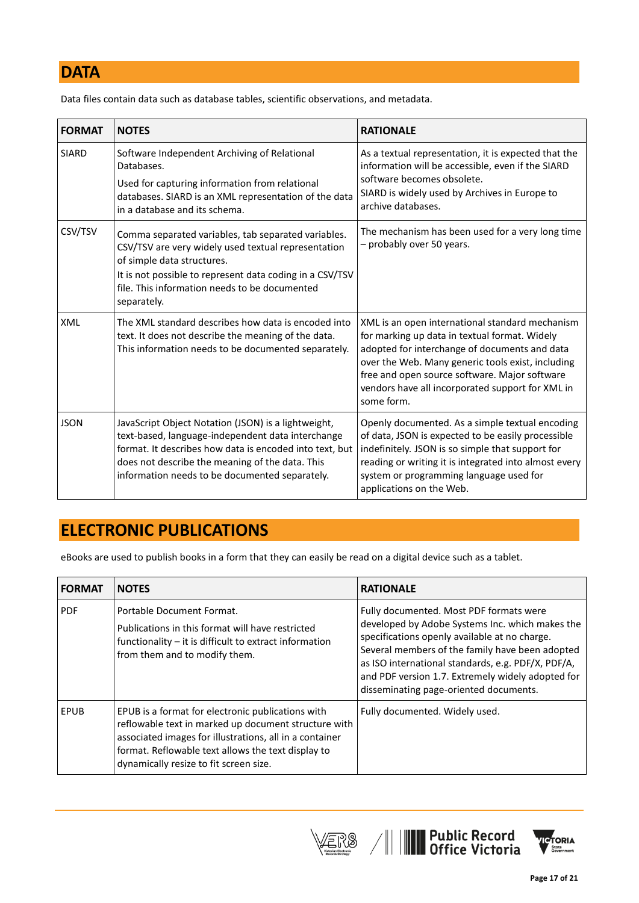# DATA

Data files contain data such as database tables, scientific observations, and metadata.

| FORMAT | NOTES | RATIONALE |
| --- | --- | --- |
| SIARD | Software Independent Archiving of Relational Databases.<br>Used for capturing information from relational databases. SIARD is an XML representation of the data in a database and its schema. | As a textual representation, it is expected that the information will be accessible, even if the SIARD software becomes obsolete.<br>SIARD is widely used by Archives in Europe to archive databases. |
| CSV/TSV | Comma separated variables, tab separated variables. CSV/TSV are very widely used textual representation of simple data structures.<br>It is not possible to represent data coding in a CSV/TSV file. This information needs to be documented separately. | The mechanism has been used for a very long time – probably over 50 years. |
| XML | The XML standard describes how data is encoded into text. It does not describe the meaning of the data. This information needs to be documented separately. | XML is an open international standard mechanism for marking up data in textual format. Widely adopted for interchange of documents and data over the Web. Many generic tools exist, including free and open source software. Major software vendors have all incorporated support for XML in some form. |
| JSON | JavaScript Object Notation (JSON) is a lightweight, text-based, language-independent data interchange format. It describes how data is encoded into text, but does not describe the meaning of the data. This information needs to be documented separately. | Openly documented. As a simple textual encoding of data, JSON is expected to be easily processible indefinitely. JSON is so simple that support for reading or writing it is integrated into almost every system or programming language used for applications on the Web. |

# ELECTRONIC PUBLICATIONS

eBooks are used to publish books in a form that they can easily be read on a digital device such as a tablet.

| FORMAT | NOTES | RATIONALE |
| --- | --- | --- |
| PDF | Portable Document Format.<br>Publications in this format will have restricted functionality – it is difficult to extract information from them and to modify them. | Fully documented. Most PDF formats were developed by Adobe Systems Inc. which makes the specifications openly available at no charge. Several members of the family have been adopted as ISO international standards, e.g. PDF/X, PDF/A, and PDF version 1.7. Extremely widely adopted for disseminating page-oriented documents. |
| EPUB | EPUB is a format for electronic publications with reflowable text in marked up document structure with associated images for illustrations, all in a container format. Reflowable text allows the text display to dynamically resize to fit screen size. | Fully documented. Widely used. |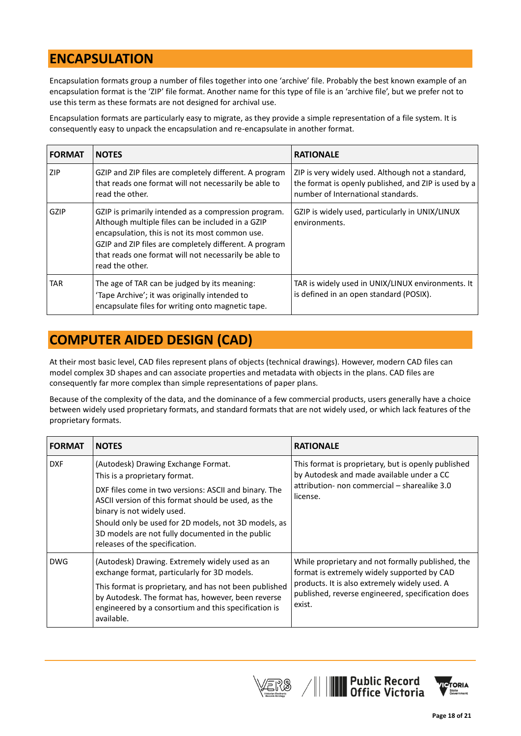# ENCAPSULATION

Encapsulation formats group a number of files together into one 'archive' file. Probably the best known example of an encapsulation format is the 'ZIP' file format. Another name for this type of file is an 'archive file', but we prefer not to use this term as these formats are not designed for archival use.

Encapsulation formats are particularly easy to migrate, as they provide a simple representation of a file system. It is consequently easy to unpack the encapsulation and re-encapsulate in another format.

| FORMAT | NOTES | RATIONALE |
| --- | --- | --- |
| ZIP | GZIP and ZIP files are completely different. A program that reads one format will not necessarily be able to read the other. | ZIP is very widely used. Although not a standard, the format is openly published, and ZIP is used by a number of International standards. |
| GZIP | GZIP is primarily intended as a compression program. Although multiple files can be included in a GZIP encapsulation, this is not its most common use. GZIP and ZIP files are completely different. A program that reads one format will not necessarily be able to read the other. | GZIP is widely used, particularly in UNIX/LINUX environments. |
| TAR | The age of TAR can be judged by its meaning: 'Tape Archive'; it was originally intended to encapsulate files for writing onto magnetic tape. | TAR is widely used in UNIX/LINUX environments. It is defined in an open standard (POSIX). |

# COMPUTER AIDED DESIGN (CAD)

At their most basic level, CAD files represent plans of objects (technical drawings). However, modern CAD files can model complex 3D shapes and can associate properties and metadata with objects in the plans. CAD files are consequently far more complex than simple representations of paper plans.

Because of the complexity of the data, and the dominance of a few commercial products, users generally have a choice between widely used proprietary formats, and standard formats that are not widely used, or which lack features of the proprietary formats.

| FORMAT | NOTES | RATIONALE |
| --- | --- | --- |
| DXF | (Autodesk) Drawing Exchange Format. This is a proprietary format. DXF files come in two versions: ASCII and binary. The ASCII version of this format should be used, as the binary is not widely used. Should only be used for 2D models, not 3D models, as 3D models are not fully documented in the public releases of the specification. | This format is proprietary, but is openly published by Autodesk and made available under a CC attribution- non commercial – sharealike 3.0 license. |
| DWG | (Autodesk) Drawing. Extremely widely used as an exchange format, particularly for 3D models. This format is proprietary, and has not been published by Autodesk. The format has, however, been reverse engineered by a consortium and this specification is available. | While proprietary and not formally published, the format is extremely widely supported by CAD products. It is also extremely widely used. A published, reverse engineered, specification does exist. |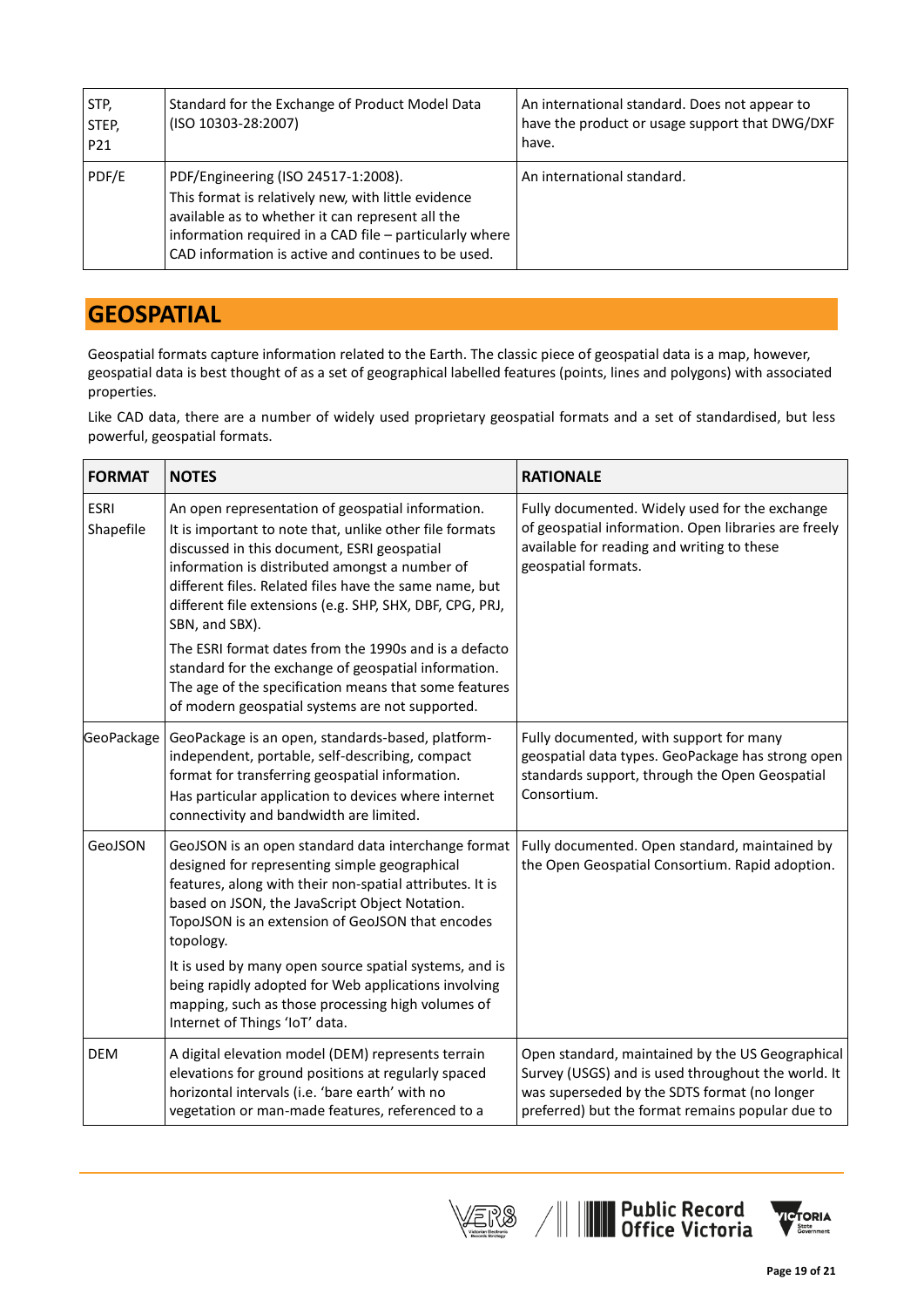| | | |
|---|---|---|
| STP, STEP, P21 | Standard for the Exchange of Product Model Data (ISO 10303-28:2007) | An international standard. Does not appear to have the product or usage support that DWG/DXF have. |
| PDF/E | PDF/Engineering (ISO 24517-1:2008). This format is relatively new, with little evidence available as to whether it can represent all the information required in a CAD file – particularly where CAD information is active and continues to be used. | An international standard. |

## GEOSPATIAL

Geospatial formats capture information related to the Earth. The classic piece of geospatial data is a map, however, geospatial data is best thought of as a set of geographical labelled features (points, lines and polygons) with associated properties.

Like CAD data, there are a number of widely used proprietary geospatial formats and a set of standardised, but less powerful, geospatial formats.

| FORMAT | NOTES | RATIONALE |
|---|---|---|
| ESRI Shapefile | An open representation of geospatial information. It is important to note that, unlike other file formats discussed in this document, ESRI geospatial information is distributed amongst a number of different files. Related files have the same name, but different file extensions (e.g. SHP, SHX, DBF, CPG, PRJ, SBN, and SBX).<br><br>The ESRI format dates from the 1990s and is a defacto standard for the exchange of geospatial information. The age of the specification means that some features of modern geospatial systems are not supported. | Fully documented. Widely used for the exchange of geospatial information. Open libraries are freely available for reading and writing to these geospatial formats. |
| GeoPackage | GeoPackage is an open, standards-based, platform-independent, portable, self-describing, compact format for transferring geospatial information. Has particular application to devices where internet connectivity and bandwidth are limited. | Fully documented, with support for many geospatial data types. GeoPackage has strong open standards support, through the Open Geospatial Consortium. |
| GeoJSON | GeoJSON is an open standard data interchange format designed for representing simple geographical features, along with their non-spatial attributes. It is based on JSON, the JavaScript Object Notation. TopoJSON is an extension of GeoJSON that encodes topology.<br><br>It is used by many open source spatial systems, and is being rapidly adopted for Web applications involving mapping, such as those processing high volumes of Internet of Things 'IoT' data. | Fully documented. Open standard, maintained by the Open Geospatial Consortium. Rapid adoption. |
| DEM | A digital elevation model (DEM) represents terrain elevations for ground positions at regularly spaced horizontal intervals (i.e. 'bare earth' with no vegetation or man-made features, referenced to a | Open standard, maintained by the US Geographical Survey (USGS) and is used throughout the world. It was superseded by the SDTS format (no longer preferred) but the format remains popular due to |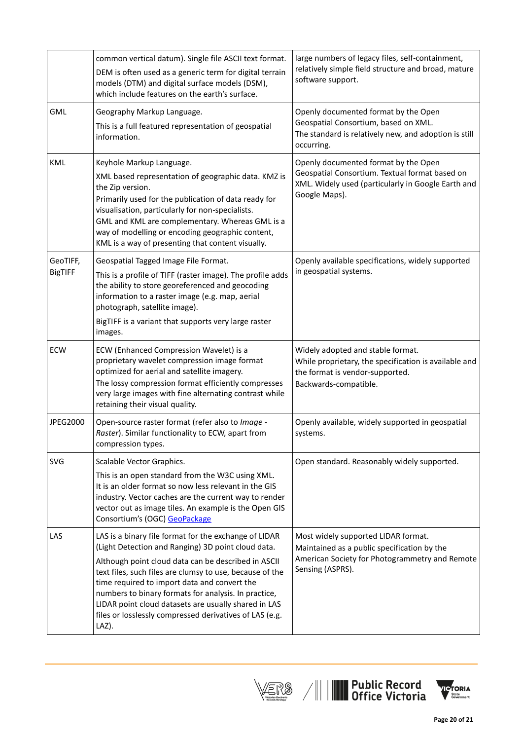| | | |
|---|---|---|
| | common vertical datum). Single file ASCII text format.<br>DEM is often used as a generic term for digital terrain models (DTM) and digital surface models (DSM), which include features on the earth's surface. | large numbers of legacy files, self-containment, relatively simple field structure and broad, mature software support. |
| GML | Geography Markup Language.<br>This is a full featured representation of geospatial information. | Openly documented format by the Open Geospatial Consortium, based on XML.<br>The standard is relatively new, and adoption is still occurring. |
| KML | Keyhole Markup Language.<br>XML based representation of geographic data. KMZ is the Zip version.<br>Primarily used for the publication of data ready for visualisation, particularly for non-specialists.<br>GML and KML are complementary. Whereas GML is a way of modelling or encoding geographic content, KML is a way of presenting that content visually. | Openly documented format by the Open Geospatial Consortium. Textual format based on XML. Widely used (particularly in Google Earth and Google Maps). |
| GeoTIFF, BigTIFF | Geospatial Tagged Image File Format.<br>This is a profile of TIFF (raster image). The profile adds the ability to store georeferenced and geocoding information to a raster image (e.g. map, aerial photograph, satellite image).<br>BigTIFF is a variant that supports very large raster images. | Openly available specifications, widely supported in geospatial systems. |
| ECW | ECW (Enhanced Compression Wavelet) is a proprietary wavelet compression image format optimized for aerial and satellite imagery.<br>The lossy compression format efficiently compresses very large images with fine alternating contrast while retaining their visual quality. | Widely adopted and stable format.<br>While proprietary, the specification is available and the format is vendor-supported.<br>Backwards-compatible. |
| JPEG2000 | Open-source raster format (refer also to *Image - Raster*). Similar functionality to ECW, apart from compression types. | Openly available, widely supported in geospatial systems. |
| SVG | Scalable Vector Graphics.<br>This is an open standard from the W3C using XML. It is an older format so now less relevant in the GIS industry. Vector caches are the current way to render vector out as image tiles. An example is the Open GIS Consortium's (OGC) GeoPackage | Open standard. Reasonably widely supported. |
| LAS | LAS is a binary file format for the exchange of LIDAR (Light Detection and Ranging) 3D point cloud data.<br>Although point cloud data can be described in ASCII text files, such files are clumsy to use, because of the time required to import data and convert the numbers to binary formats for analysis. In practice, LIDAR point cloud datasets are usually shared in LAS files or losslessly compressed derivatives of LAS (e.g. LAZ). | Most widely supported LIDAR format.<br>Maintained as a public specification by the American Society for Photogrammetry and Remote Sensing (ASPRS). |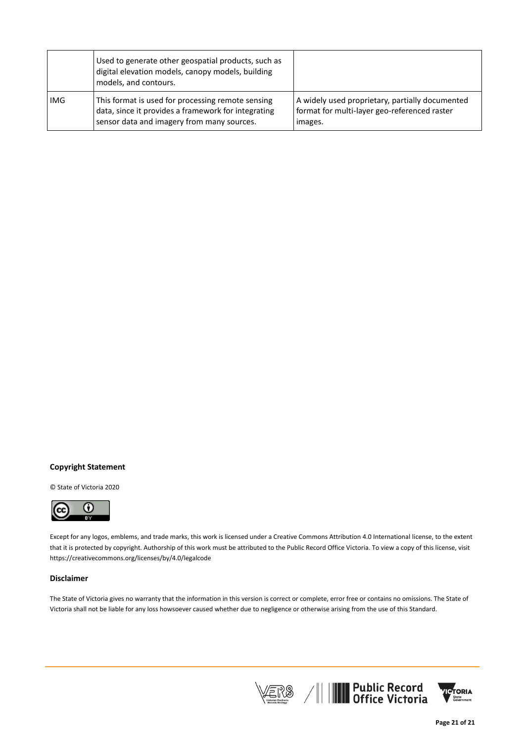| | | |
|---|---|---|
| | Used to generate other geospatial products, such as digital elevation models, canopy models, building models, and contours. | |
| IMG | This format is used for processing remote sensing data, since it provides a framework for integrating sensor data and imagery from many sources. | A widely used proprietary, partially documented format for multi-layer geo-referenced raster images. |

**Copyright Statement**

© State of Victoria 2020

Except for any logos, emblems, and trade marks, this work is licensed under a Creative Commons Attribution 4.0 International license, to the extent that it is protected by copyright. Authorship of this work must be attributed to the Public Record Office Victoria. To view a copy of this license, visit https://creativecommons.org/licenses/by/4.0/legalcode

**Disclaimer**

The State of Victoria gives no warranty that the information in this version is correct or complete, error free or contains no omissions. The State of Victoria shall not be liable for any loss howsoever caused whether due to negligence or otherwise arising from the use of this Standard.